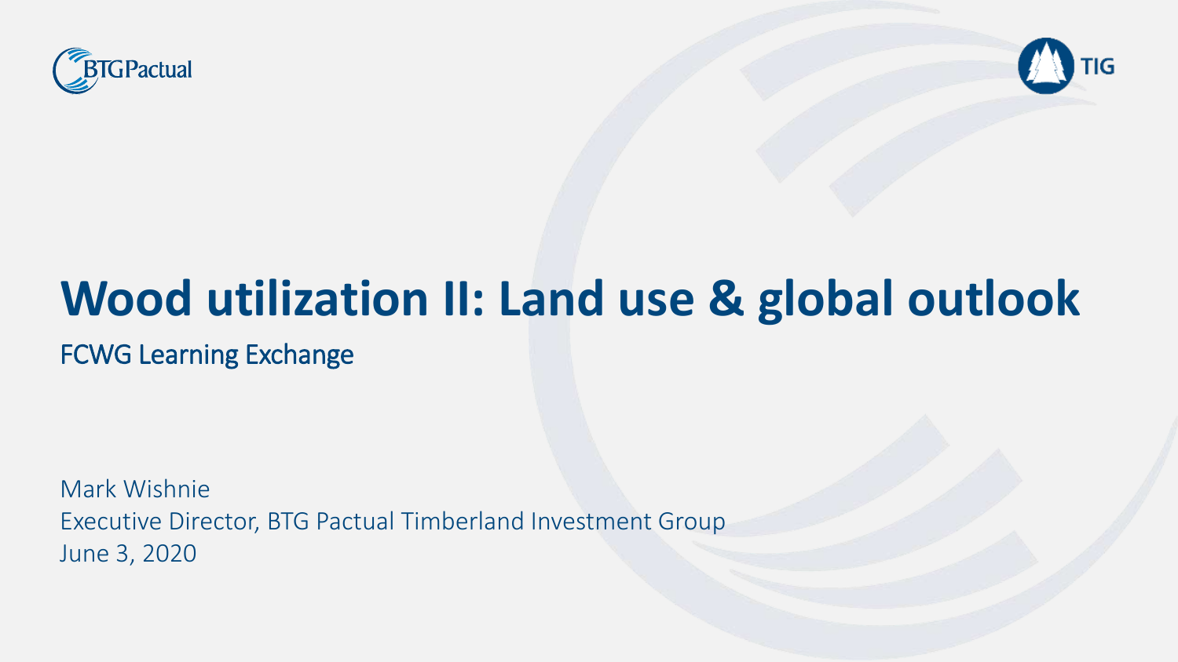# Wood utilization II: Land use & global outlook

FCWG Learning Exchange

Mark Wishnie
Executive Director, BTG Pactual Timberland Investment Group
June 3, 2020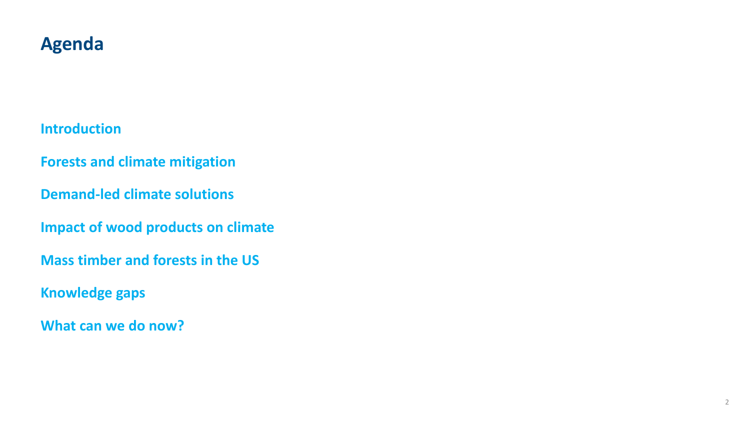# Agenda

**Introduction**

**Forests and climate mitigation**

**Demand-led climate solutions**

**Impact of wood products on climate**

**Mass timber and forests in the US**

**Knowledge gaps**

**What can we do now?**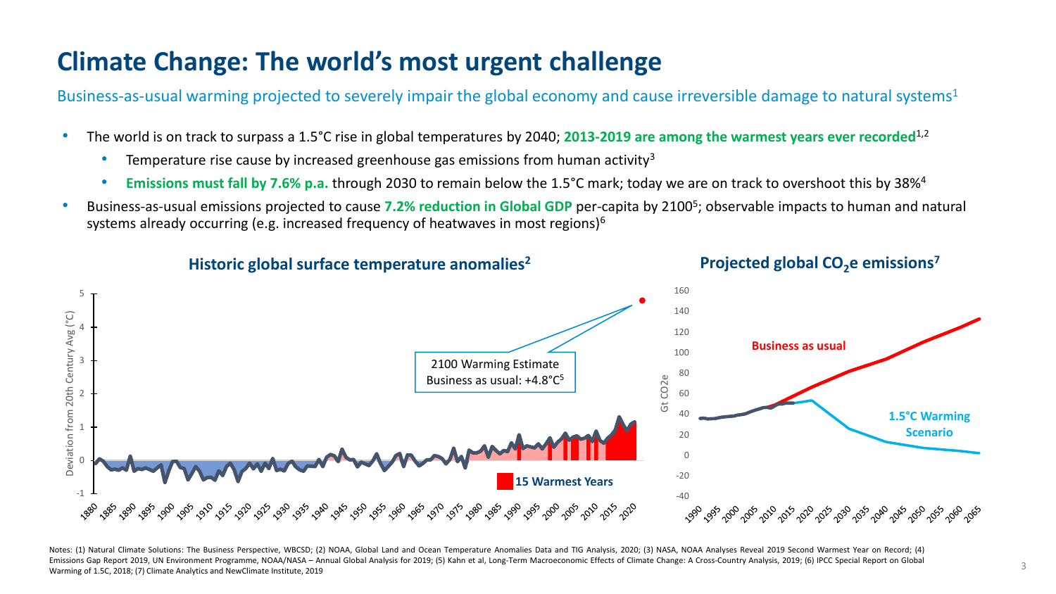# Climate Change: The world's most urgent challenge

Business-as-usual warming projected to severely impair the global economy and cause irreversible damage to natural systems[1]

- The world is on track to surpass a 1.5°C rise in global temperatures by 2040; **2013-2019 are among the warmest years ever recorded**[1,2]
  - Temperature rise cause by increased greenhouse gas emissions from human activity[3]
  - **Emissions must fall by 7.6% p.a.** through 2030 to remain below the 1.5°C mark; today we are on track to overshoot this by 38%[4]
- Business-as-usual emissions projected to cause **7.2% reduction in Global GDP** per-capita by 2100[5]; observable impacts to human and natural systems already occurring (e.g. increased frequency of heatwaves in most regions)[6]

**Historic global surface temperature anomalies[2]**

**Projected global $CO_2$e emissions[7]**

Notes: (1) Natural Climate Solutions: The Business Perspective, WBCSD; (2) NOAA, Global Land and Ocean Temperature Anomalies Data and TIG Analysis, 2020; (3) NASA, NOAA Analyses Reveal 2019 Second Warmest Year on Record; (4) Emissions Gap Report 2019, UN Environment Programme, NOAA/NASA – Annual Global Analysis for 2019; (5) Kahn et al, Long-Term Macroeconomic Effects of Climate Change: A Cross-Country Analysis, 2019; (6) IPCC Special Report on Global Warming of 1.5C, 2018; (7) Climate Analytics and NewClimate Institute, 2019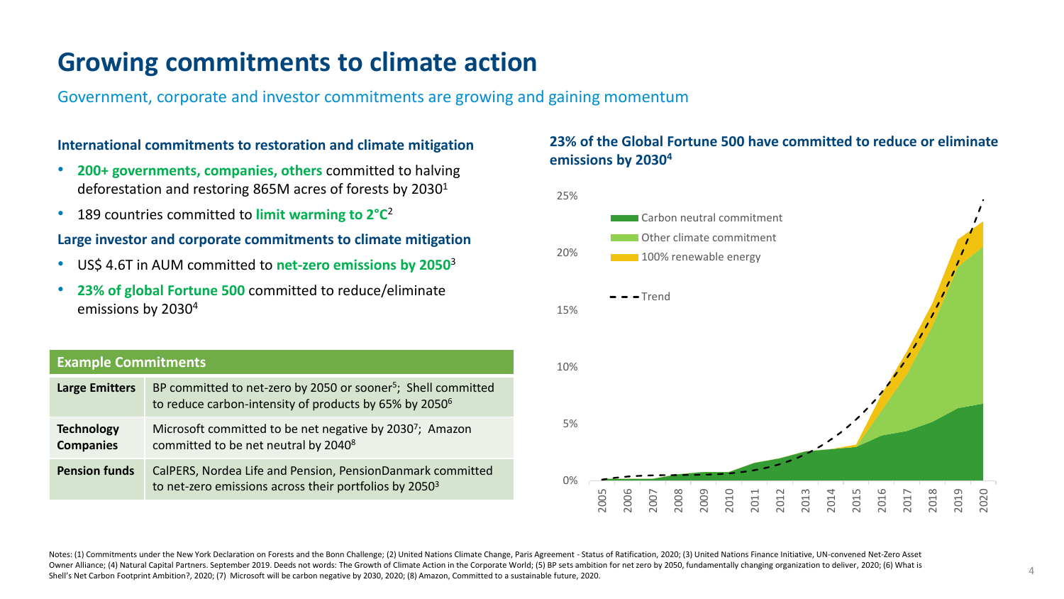# Growing commitments to climate action

Government, corporate and investor commitments are growing and gaining momentum

**International commitments to restoration and climate mitigation**

- **200+ governments, companies, others** committed to halving deforestation and restoring 865M acres of forests by 2030[1]
- 189 countries committed to **limit warming to 2°C**[2]

**Large investor and corporate commitments to climate mitigation**

- US$ 4.6T in AUM committed to **net-zero emissions by 2050**[3]
- **23% of global Fortune 500** committed to reduce/eliminate emissions by 2030[4]

| Example Commitments | |
|---|---|
| **Large Emitters** | BP committed to net-zero by 2050 or sooner[5]; Shell committed to reduce carbon-intensity of products by 65% by 2050[6] |
| **Technology Companies** | Microsoft committed to be net negative by 2030[7]; Amazon committed to be net neutral by 2040[8] |
| **Pension funds** | CalPERS, Nordea Life and Pension, PensionDanmark committed to net-zero emissions across their portfolios by 2050[3] |

**23% of the Global Fortune 500 have committed to reduce or eliminate emissions by 2030[4]**

Notes: (1) Commitments under the New York Declaration on Forests and the Bonn Challenge; (2) United Nations Climate Change, Paris Agreement - Status of Ratification, 2020; (3) United Nations Finance Initiative, UN-convened Net-Zero Asset Owner Alliance; (4) Natural Capital Partners. September 2019. Deeds not words: The Growth of Climate Action in the Corporate World; (5) BP sets ambition for net zero by 2050, fundamentally changing organization to deliver, 2020; (6) What is Shell's Net Carbon Footprint Ambition?, 2020; (7) Microsoft will be carbon negative by 2030, 2020; (8) Amazon, Committed to a sustainable future, 2020.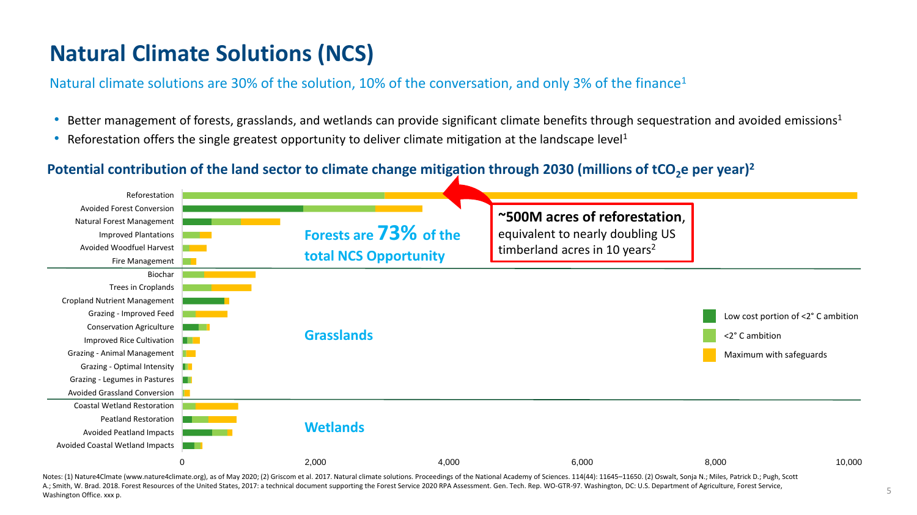# Natural Climate Solutions (NCS)

Natural climate solutions are 30% of the solution, 10% of the conversation, and only 3% of the finance[1]

- Better management of forests, grasslands, and wetlands can provide significant climate benefits through sequestration and avoided emissions[1]
- Reforestation offers the single greatest opportunity to deliver climate mitigation at the landscape level[1]

**Potential contribution of the land sector to climate change mitigation through 2030 (millions of $tCO_2e$ per year)[2]**

Forests are **73%** of the total NCS Opportunity

- Reforestation
- Avoided Forest Conversion
- Natural Forest Management
- Improved Plantations
- Avoided Woodfuel Harvest
- Fire Management

Grasslands

- Biochar
- Trees in Croplands
- Cropland Nutrient Management
- Grazing - Improved Feed
- Conservation Agriculture
- Improved Rice Cultivation
- Grazing - Animal Management
- Grazing - Optimal Intensity
- Grazing - Legumes in Pastures
- Avoided Grassland Conversion

Wetlands

- Coastal Wetland Restoration
- Peatland Restoration
- Avoided Peatland Impacts
- Avoided Coastal Wetland Impacts

X-axis: 0, 2,000, 4,000, 6,000, 8,000, 10,000

Legend: Low cost portion of <2° C ambition; <2° C ambition; Maximum with safeguards

**~500M acres of reforestation**, equivalent to nearly doubling US timberland acres in 10 years[2]

Notes: (1) Nature4Clmate (www.nature4climate.org), as of May 2020; (2) Griscom et al. 2017. Natural climate solutions. Proceedings of the National Academy of Sciences. 114(44): 11645–11650. (2) Oswalt, Sonja N.; Miles, Patrick D.; Pugh, Scott A.; Smith, W. Brad. 2018. Forest Resources of the United States, 2017: a technical document supporting the Forest Service 2020 RPA Assessment. Gen. Tech. Rep. WO-GTR-97. Washington, DC: U.S. Department of Agriculture, Forest Service, Washington Office. xxx p.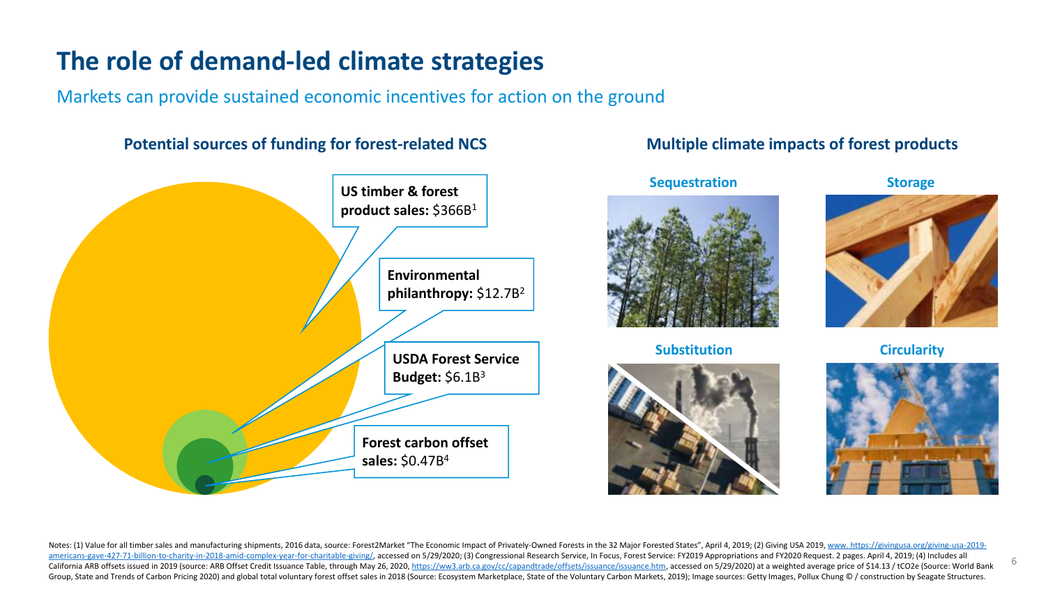# The role of demand-led climate strategies

Markets can provide sustained economic incentives for action on the ground

### Potential sources of funding for forest-related NCS

**US timber & forest product sales:** $366B[1]

**Environmental philanthropy:** $12.7B[2]

**USDA Forest Service Budget:** $6.1B[3]

**Forest carbon offset sales:** $0.47B[4]

### Multiple climate impacts of forest products

**Sequestration**

**Storage**

**Substitution**

**Circularity**

Notes: (1) Value for all timber sales and manufacturing shipments, 2016 data, source: Forest2Market "The Economic Impact of Privately-Owned Forests in the 32 Major Forested States", April 4, 2019; (2) Giving USA 2019, www. https://givingusa.org/giving-usa-2019-americans-gave-427-71-billion-to-charity-in-2018-amid-complex-year-for-charitable-giving/, accessed on 5/29/2020; (3) Congressional Research Service, In Focus, Forest Service: FY2019 Appropriations and FY2020 Request. 2 pages. April 4, 2019; (4) Includes all California ARB offsets issued in 2019 (source: ARB Offset Credit Issuance Table, through May 26, 2020, https://ww3.arb.ca.gov/cc/capandtrade/offsets/issuance/issuance.htm, accessed on 5/29/2020) at a weighted average price of $14.13 / tCO2e (Source: World Bank Group, State and Trends of Carbon Pricing 2020) and global total voluntary forest offset sales in 2018 (Source: Ecosystem Marketplace, State of the Voluntary Carbon Markets, 2019); Image sources: Getty Images, Pollux Chung © / construction by Seagate Structures.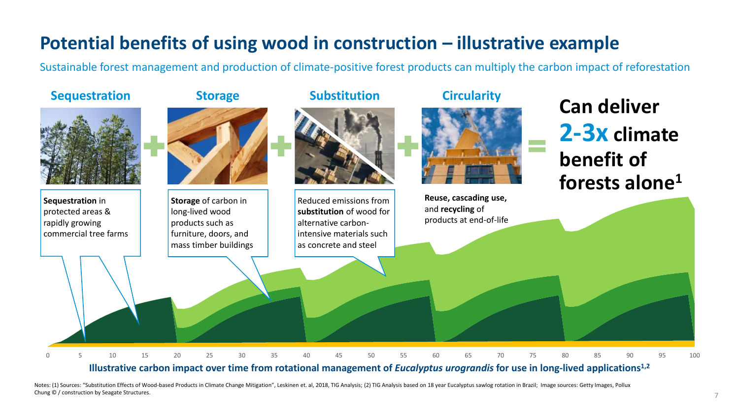# Potential benefits of using wood in construction – illustrative example

Sustainable forest management and production of climate-positive forest products can multiply the carbon impact of reforestation

**Sequestration** + **Storage** + **Substitution** + **Circularity** = **Can deliver 2-3x climate benefit of forests alone**[1]

**Sequestration** in protected areas & rapidly growing commercial tree farms

**Storage** of carbon in long-lived wood products such as furniture, doors, and mass timber buildings

Reduced emissions from **substitution** of wood for alternative carbon-intensive materials such as concrete and steel

**Reuse, cascading use,** and **recycling** of products at end-of-life

0 5 10 15 20 25 30 35 40 45 50 55 60 65 70 75 80 85 90 95 100

**Illustrative carbon impact over time from rotational management of *Eucalyptus urograndis* for use in long-lived applications**[1,2]

Notes: (1) Sources: "Substitution Effects of Wood-based Products in Climate Change Mitigation", Leskinen et. al, 2018, TIG Analysis; (2) TIG Analysis based on 18 year Eucalyptus sawlog rotation in Brazil; Image sources: Getty Images, Pollux Chung © / construction by Seagate Structures.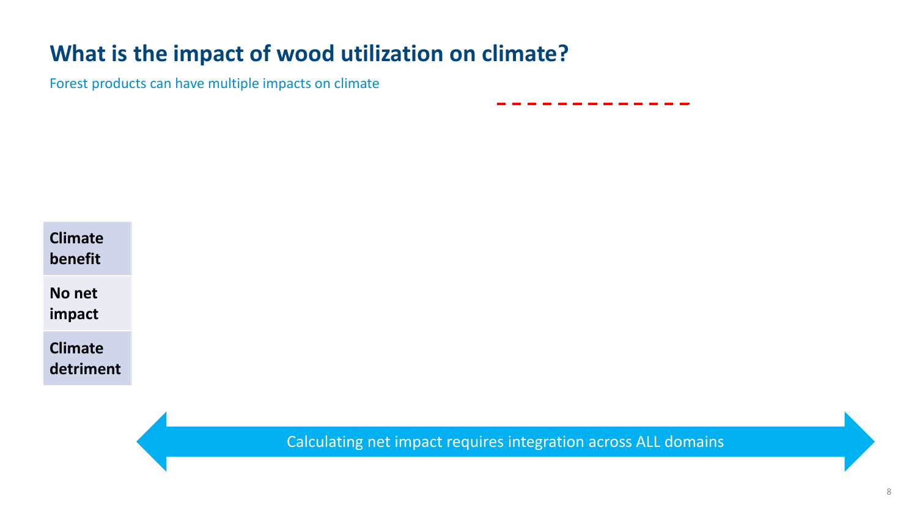# What is the impact of wood utilization on climate?

Forest products can have multiple impacts on climate

**Climate benefit**

**No net impact**

**Climate detriment**

Calculating net impact requires integration across ALL domains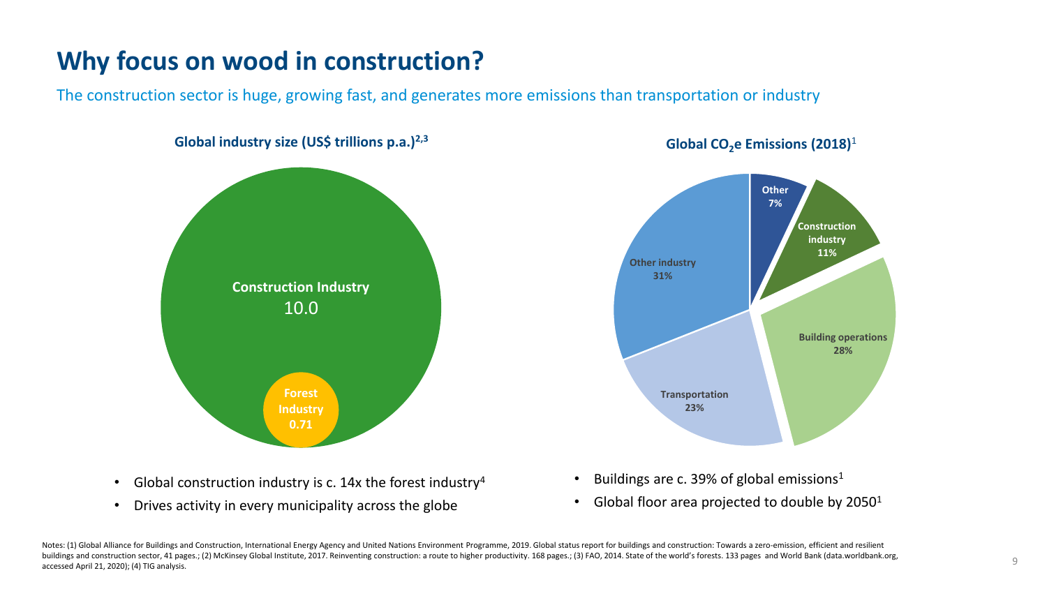# Why focus on wood in construction?

The construction sector is huge, growing fast, and generates more emissions than transportation or industry

**Global industry size (US$ trillions p.a.)[2,3]**

**Construction Industry**
10.0

**Forest Industry 0.71**

**Global $CO_2$e Emissions (2018)[1]**

| Sector | Share |
| --- | --- |
| Other | 7% |
| Construction industry | 11% |
| Building operations | 28% |
| Transportation | 23% |
| Other industry | 31% |

- Global construction industry is c. 14x the forest industry[4]
- Drives activity in every municipality across the globe

- Buildings are c. 39% of global emissions[1]
- Global floor area projected to double by 2050[1]

Notes: (1) Global Alliance for Buildings and Construction, International Energy Agency and United Nations Environment Programme, 2019. Global status report for buildings and construction: Towards a zero-emission, efficient and resilient buildings and construction sector, 41 pages.; (2) McKinsey Global Institute, 2017. Reinventing construction: a route to higher productivity. 168 pages.; (3) FAO, 2014. State of the world's forests. 133 pages and World Bank (data.worldbank.org, accessed April 21, 2020); (4) TIG analysis.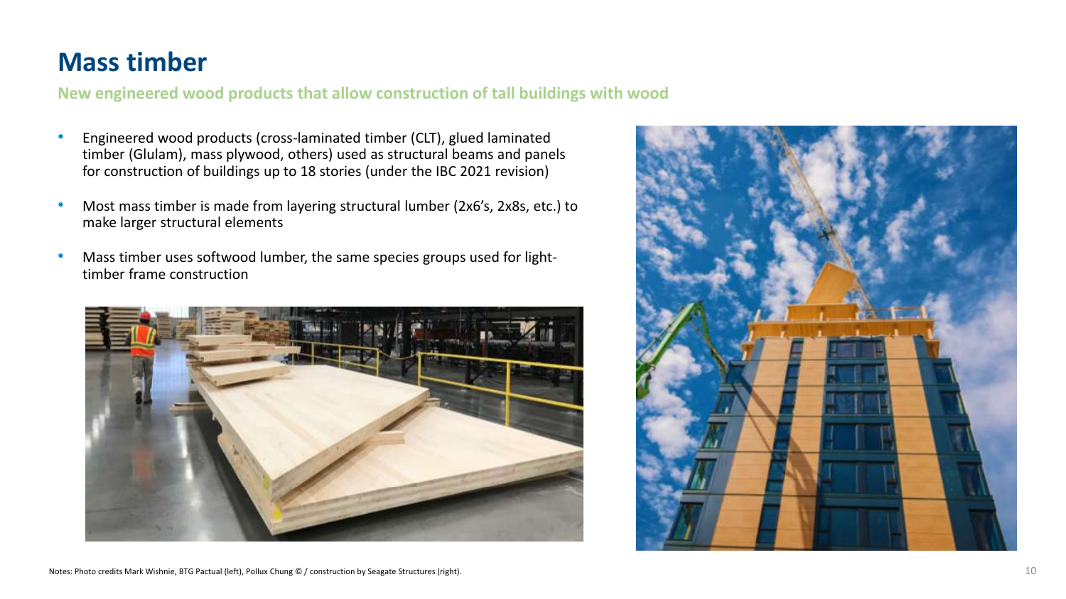# Mass timber

**New engineered wood products that allow construction of tall buildings with wood**

- Engineered wood products (cross-laminated timber (CLT), glued laminated timber (Glulam), mass plywood, others) used as structural beams and panels for construction of buildings up to 18 stories (under the IBC 2021 revision)
- Most mass timber is made from layering structural lumber (2x6's, 2x8s, etc.) to make larger structural elements
- Mass timber uses softwood lumber, the same species groups used for light-timber frame construction

Notes: Photo credits Mark Wishnie, BTG Pactual (left), Pollux Chung © / construction by Seagate Structures (right).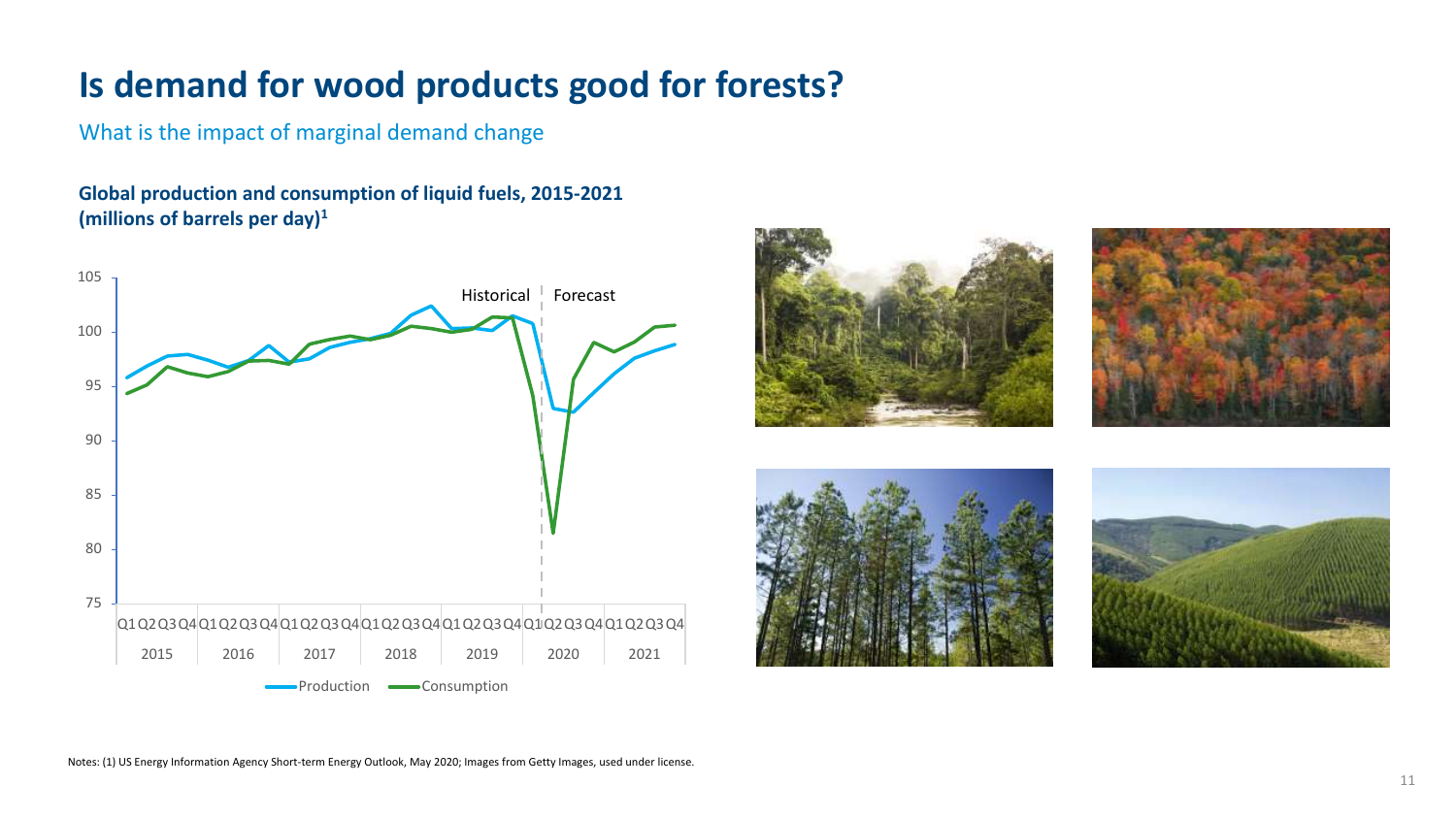# Is demand for wood products good for forests?

What is the impact of marginal demand change

**Global production and consumption of liquid fuels, 2015-2021 (millions of barrels per day)[1]**

Notes: (1) US Energy Information Administration Short-term Energy Outlook, May 2020; Images from Getty Images, used under license.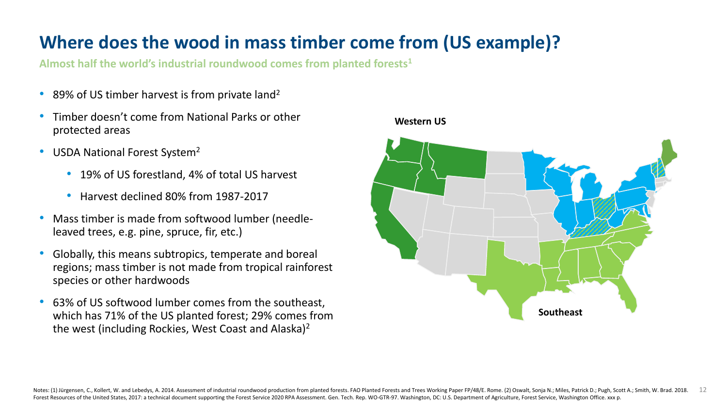# Where does the wood in mass timber come from (US example)?

**Almost half the world's industrial roundwood comes from planted forests[1]**

- 89% of US timber harvest is from private land[2]
- Timber doesn't come from National Parks or other protected areas
- USDA National Forest System[2]
  - 19% of US forestland, 4% of total US harvest
  - Harvest declined 80% from 1987-2017
- Mass timber is made from softwood lumber (needle-leaved trees, e.g. pine, spruce, fir, etc.)
- Globally, this means subtropics, temperate and boreal regions; mass timber is not made from tropical rainforest species or other hardwoods
- 63% of US softwood lumber comes from the southeast, which has 71% of the US planted forest; 29% comes from the west (including Rockies, West Coast and Alaska)[2]

Western US

Southeast

Notes: (1) Jürgensen, C., Kollert, W. and Lebedys, A. 2014. Assessment of industrial roundwood production from planted forests. FAO Planted Forests and Trees Working Paper FP/48/E. Rome. (2) Oswalt, Sonja N.; Miles, Patrick D.; Pugh, Scott A.; Smith, W. Brad. 2018. Forest Resources of the United States, 2017: a technical document supporting the Forest Service 2020 RPA Assessment. Gen. Tech. Rep. WO-GTR-97. Washington, DC: U.S. Department of Agriculture, Forest Service, Washington Office. xxx p.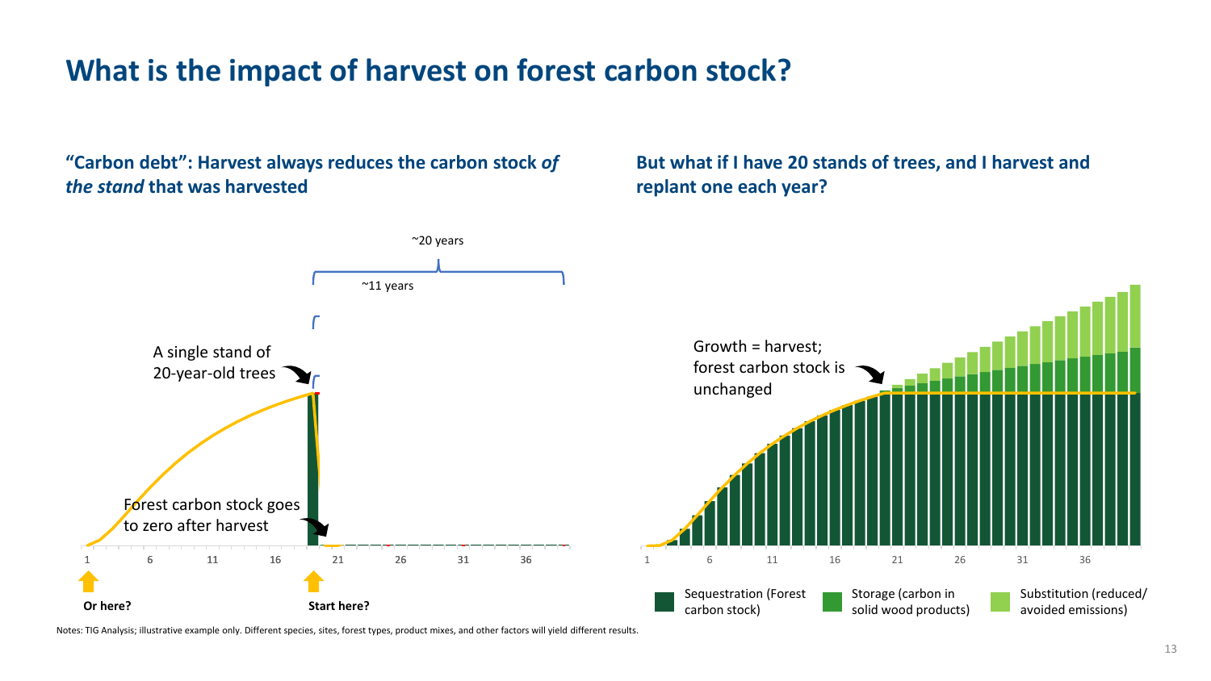# What is the impact of harvest on forest carbon stock?

**"Carbon debt": Harvest always reduces the carbon stock *of the stand* that was harvested**

~20 years

~11 years

A single stand of 20-year-old trees

Forest carbon stock goes to zero after harvest

1 6 11 16 21 26 31 36

**Or here?**

**Start here?**

**But what if I have 20 stands of trees, and I harvest and replant one each year?**

Growth = harvest; forest carbon stock is unchanged

1 6 11 16 21 26 31 36

Sequestration (Forest carbon stock)

Storage (carbon in solid wood products)

Substitution (reduced/ avoided emissions)

Notes: TIG Analysis; illustrative example only. Different species, sites, forest types, product mixes, and other factors will yield different results.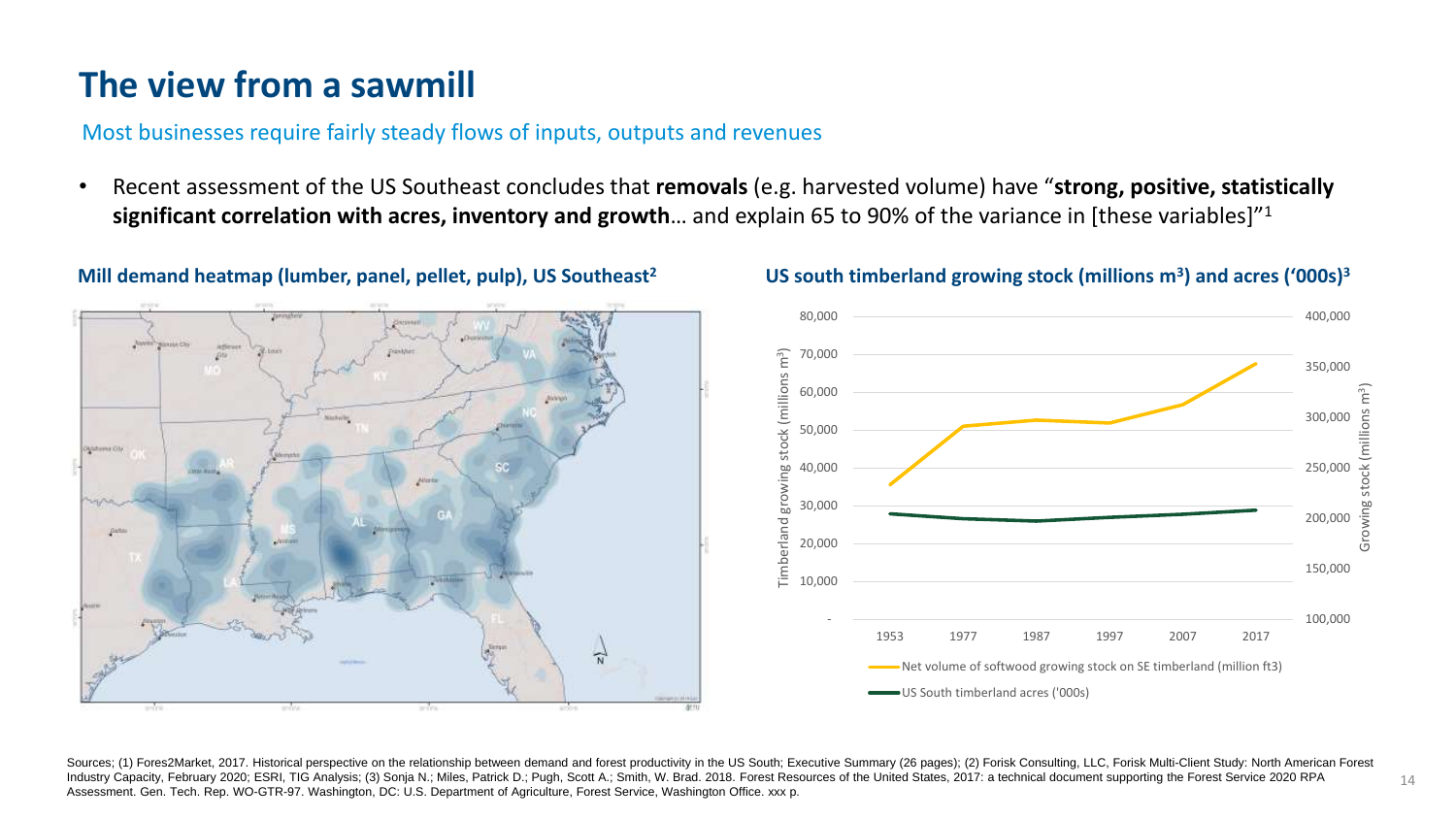# The view from a sawmill

Most businesses require fairly steady flows of inputs, outputs and revenues

- Recent assessment of the US Southeast concludes that **removals** (e.g. harvested volume) have "**strong, positive, statistically significant correlation with acres, inventory and growth**… and explain 65 to 90% of the variance in [these variables]"[1]

**Mill demand heatmap (lumber, panel, pellet, pulp), US Southeast[2]**

**US south timberland growing stock (millions $m^3$) and acres ('000s)[3]**

| Year | Net volume of softwood growing stock on SE timberland (million ft3) | US South timberland acres ('000s) |
|---|---|---|
| 1953 | | |
| 1977 | | |
| 1987 | | |
| 1997 | | |
| 2007 | | |
| 2017 | | |

Sources; (1) Fores2Market, 2017. Historical perspective on the relationship between demand and forest productivity in the US South; Executive Summary (26 pages); (2) Forisk Consulting, LLC, Forisk Multi-Client Study: North American Forest Industry Capacity, February 2020; ESRI, TIG Analysis; (3) Sonja N.; Miles, Patrick D.; Pugh, Scott A.; Smith, W. Brad. 2018. Forest Resources of the United States, 2017: a technical document supporting the Forest Service 2020 RPA Assessment. Gen. Tech. Rep. WO-GTR-97. Washington, DC: U.S. Department of Agriculture, Forest Service, Washington Office. xxx p.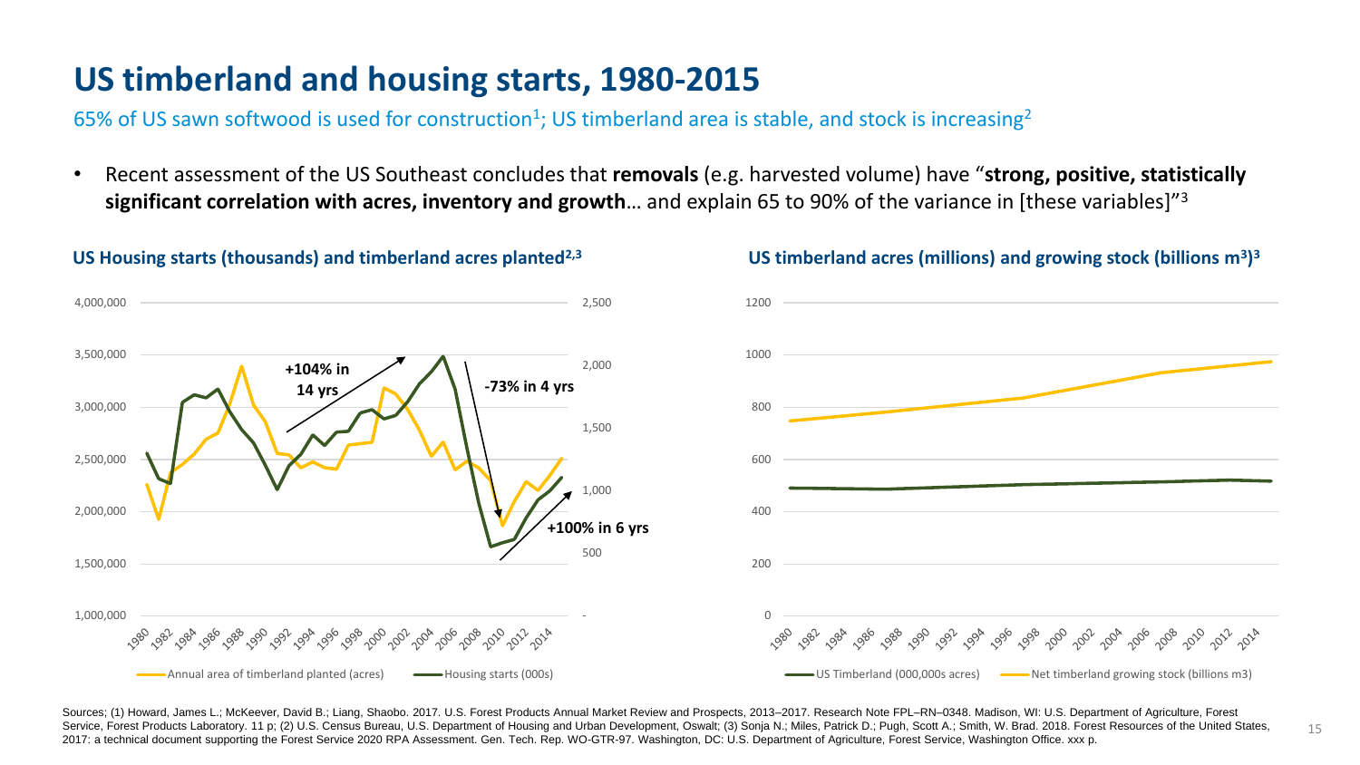# US timberland and housing starts, 1980-2015

65% of US sawn softwood is used for construction[1]; US timberland area is stable, and stock is increasing[2]

- Recent assessment of the US Southeast concludes that **removals** (e.g. harvested volume) have "**strong, positive, statistically significant correlation with acres, inventory and growth**… and explain 65 to 90% of the variance in [these variables]"[3]

**US Housing starts (thousands) and timberland acres planted[2,3]**

+104% in 14 yrs

-73% in 4 yrs

+100% in 6 yrs

Annual area of timberland planted (acres) — Housing starts (000s)

**US timberland acres (millions) and growing stock (billions m³)[3]**

US Timberland (000,000s acres) — Net timberland growing stock (billions m3)

Sources; (1) Howard, James L.; McKeever, David B.; Liang, Shaobo. 2017. U.S. Forest Products Annual Market Review and Prospects, 2013–2017. Research Note FPL–RN–0348. Madison, WI: U.S. Department of Agriculture, Forest Service, Forest Products Laboratory. 11 p; (2) U.S. Census Bureau, U.S. Department of Housing and Urban Development, Oswalt; (3) Sonja N.; Miles, Patrick D.; Pugh, Scott A.; Smith, W. Brad. 2018. Forest Resources of the United States, 2017: a technical document supporting the Forest Service 2020 RPA Assessment. Gen. Tech. Rep. WO-GTR-97. Washington, DC: U.S. Department of Agriculture, Forest Service, Washington Office. xxx p.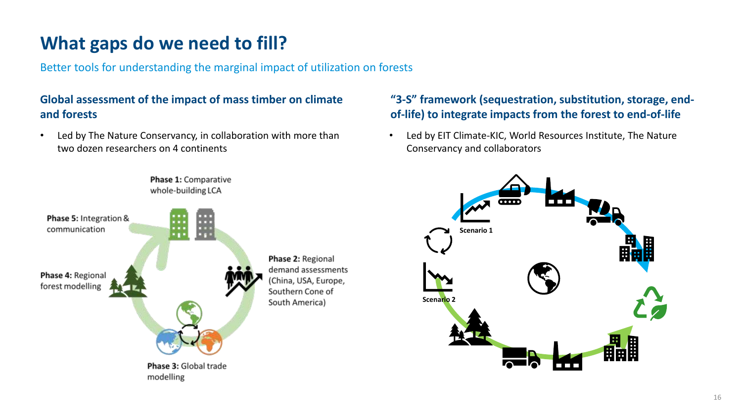# What gaps do we need to fill?

Better tools for understanding the marginal impact of utilization on forests

### Global assessment of the impact of mass timber on climate and forests

- Led by The Nature Conservancy, in collaboration with more than two dozen researchers on 4 continents

**Phase 1:** Comparative whole-building LCA

**Phase 2:** Regional demand assessments (China, USA, Europe, Southern Cone of South America)

**Phase 3:** Global trade modelling

**Phase 4:** Regional forest modelling

**Phase 5:** Integration & communication

### "3-S" framework (sequestration, substitution, storage, end-of-life) to integrate impacts from the forest to end-of-life

- Led by EIT Climate-KIC, World Resources Institute, The Nature Conservancy and collaborators

Scenario 1

Scenario 2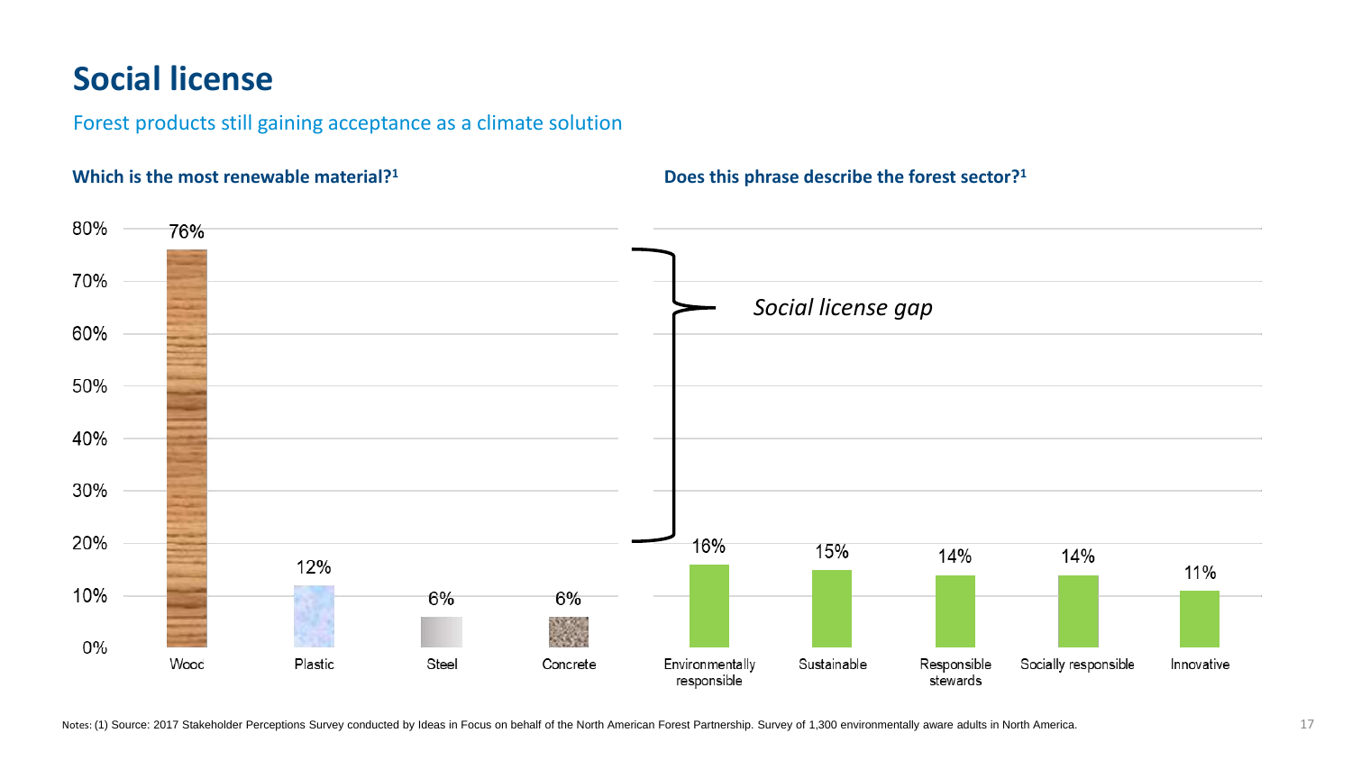# Social license

Forest products still gaining acceptance as a climate solution

**Which is the most renewable material?**[1]

| Material | Percentage |
| --- | --- |
| Wood | 76% |
| Plastic | 12% |
| Steel | 6% |
| Concrete | 6% |

**Does this phrase describe the forest sector?**[1]

| Phrase | Percentage |
| --- | --- |
| Environmentally responsible | 16% |
| Sustainable | 15% |
| Responsible stewards | 14% |
| Socially responsible | 14% |
| Innovative | 11% |

*Social license gap*

Notes: (1) Source: 2017 Stakeholder Perceptions Survey conducted by Ideas in Focus on behalf of the North American Forest Partnership. Survey of 1,300 environmentally aware adults in North America.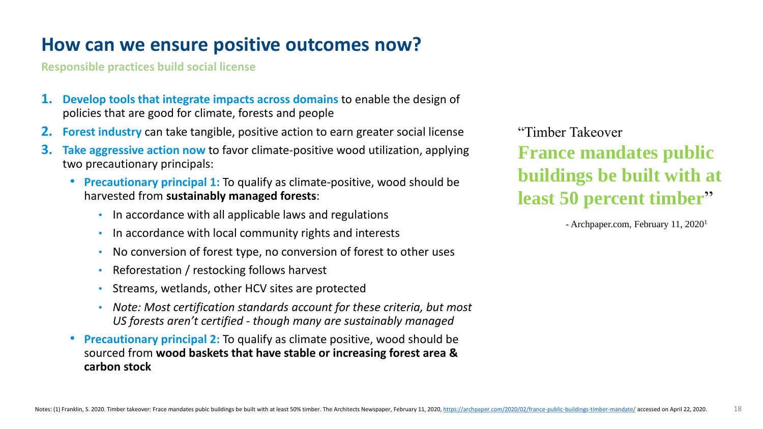# How can we ensure positive outcomes now?

**Responsible practices build social license**

1. **Develop tools that integrate impacts across domains** to enable the design of policies that are good for climate, forests and people
2. **Forest industry** can take tangible, positive action to earn greater social license
3. **Take aggressive action now** to favor climate-positive wood utilization, applying two precautionary principals:
   - **Precautionary principal 1:** To qualify as climate-positive, wood should be harvested from **sustainably managed forests**:
     - In accordance with all applicable laws and regulations
     - In accordance with local community rights and interests
     - No conversion of forest type, no conversion of forest to other uses
     - Reforestation / restocking follows harvest
     - Streams, wetlands, other HCV sites are protected
     - *Note: Most certification standards account for these criteria, but most US forests aren't certified - though many are sustainably managed*
   - **Precautionary principal 2:** To qualify as climate positive, wood should be sourced from **wood baskets that have stable or increasing forest area & carbon stock**

"Timber Takeover
**France mandates public buildings be built with at least 50 percent timber**"

- Archpaper.com, February 11, 2020[1]

Notes: (1) Franklin, S. 2020. Timber takeover: Frace mandates pubic buildings be built with at least 50% timber. The Architects Newspaper, February 11, 2020, https://archpaper.com/2020/02/france-public-buildings-timber-mandate/ accessed on April 22, 2020.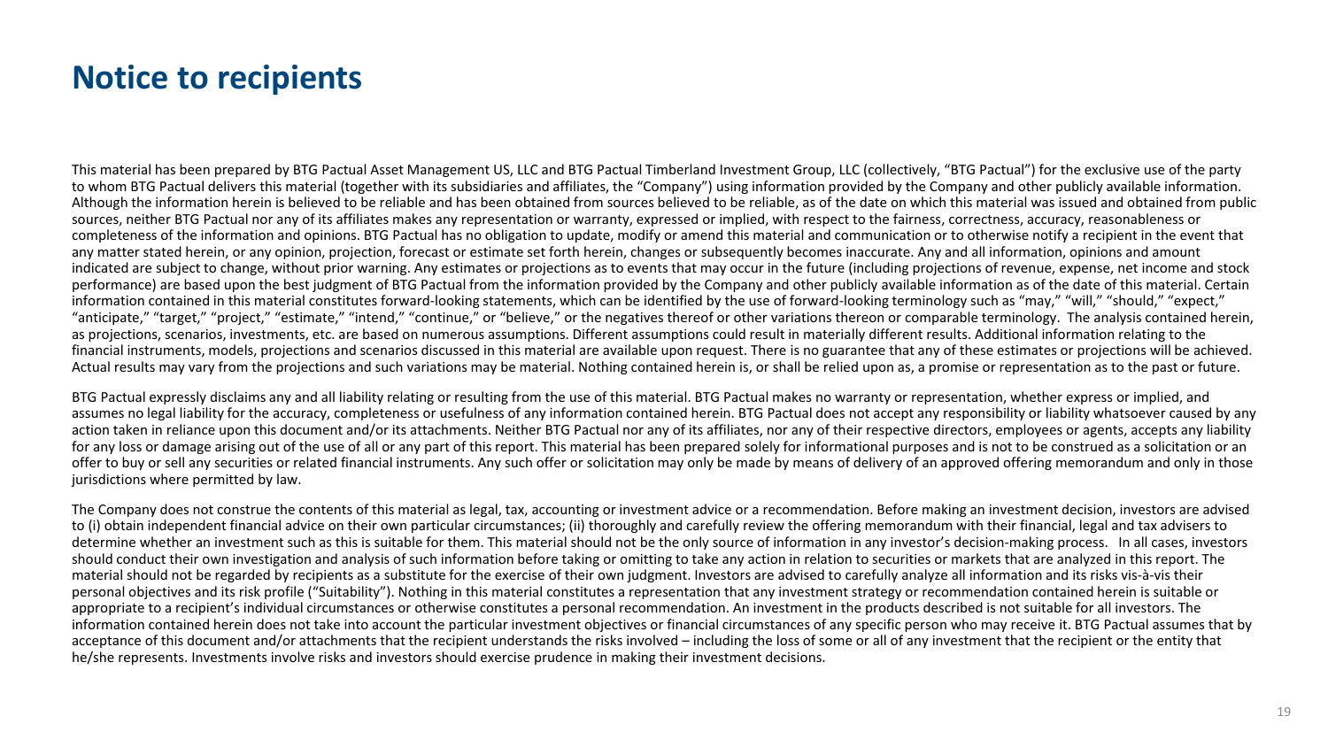# Notice to recipients

This material has been prepared by BTG Pactual Asset Management US, LLC and BTG Pactual Timberland Investment Group, LLC (collectively, "BTG Pactual") for the exclusive use of the party to whom BTG Pactual delivers this material (together with its subsidiaries and affiliates, the "Company") using information provided by the Company and other publicly available information. Although the information herein is believed to be reliable and has been obtained from sources believed to be reliable, as of the date on which this material was issued and obtained from public sources, neither BTG Pactual nor any of its affiliates makes any representation or warranty, expressed or implied, with respect to the fairness, correctness, accuracy, reasonableness or completeness of the information and opinions. BTG Pactual has no obligation to update, modify or amend this material and communication or to otherwise notify a recipient in the event that any matter stated herein, or any opinion, projection, forecast or estimate set forth herein, changes or subsequently becomes inaccurate. Any and all information, opinions and amount indicated are subject to change, without prior warning. Any estimates or projections as to events that may occur in the future (including projections of revenue, expense, net income and stock performance) are based upon the best judgment of BTG Pactual from the information provided by the Company and other publicly available information as of the date of this material. Certain information contained in this material constitutes forward-looking statements, which can be identified by the use of forward-looking terminology such as "may," "will," "should," "expect," "anticipate," "target," "project," "estimate," "intend," "continue," or "believe," or the negatives thereof or other variations thereon or comparable terminology. The analysis contained herein, as projections, scenarios, investments, etc. are based on numerous assumptions. Different assumptions could result in materially different results. Additional information relating to the financial instruments, models, projections and scenarios discussed in this material are available upon request. There is no guarantee that any of these estimates or projections will be achieved. Actual results may vary from the projections and such variations may be material. Nothing contained herein is, or shall be relied upon as, a promise or representation as to the past or future.

BTG Pactual expressly disclaims any and all liability relating or resulting from the use of this material. BTG Pactual makes no warranty or representation, whether express or implied, and assumes no legal liability for the accuracy, completeness or usefulness of any information contained herein. BTG Pactual does not accept any responsibility or liability whatsoever caused by any action taken in reliance upon this document and/or its attachments. Neither BTG Pactual nor any of its affiliates, nor any of their respective directors, employees or agents, accepts any liability for any loss or damage arising out of the use of all or any part of this report. This material has been prepared solely for informational purposes and is not to be construed as a solicitation or an offer to buy or sell any securities or related financial instruments. Any such offer or solicitation may only be made by means of delivery of an approved offering memorandum and only in those jurisdictions where permitted by law.

The Company does not construe the contents of this material as legal, tax, accounting or investment advice or a recommendation. Before making an investment decision, investors are advised to (i) obtain independent financial advice on their own particular circumstances; (ii) thoroughly and carefully review the offering memorandum with their financial, legal and tax advisers to determine whether an investment such as this is suitable for them. This material should not be the only source of information in any investor's decision-making process. In all cases, investors should conduct their own investigation and analysis of such information before taking or omitting to take any action in relation to securities or markets that are analyzed in this report. The material should not be regarded by recipients as a substitute for the exercise of their own judgment. Investors are advised to carefully analyze all information and its risks vis-à-vis their personal objectives and its risk profile ("Suitability"). Nothing in this material constitutes a representation that any investment strategy or recommendation contained herein is suitable or appropriate to a recipient's individual circumstances or otherwise constitutes a personal recommendation. An investment in the products described is not suitable for all investors. The information contained herein does not take into account the particular investment objectives or financial circumstances of any specific person who may receive it. BTG Pactual assumes that by acceptance of this document and/or attachments that the recipient understands the risks involved – including the loss of some or all of any investment that the recipient or the entity that he/she represents. Investments involve risks and investors should exercise prudence in making their investment decisions.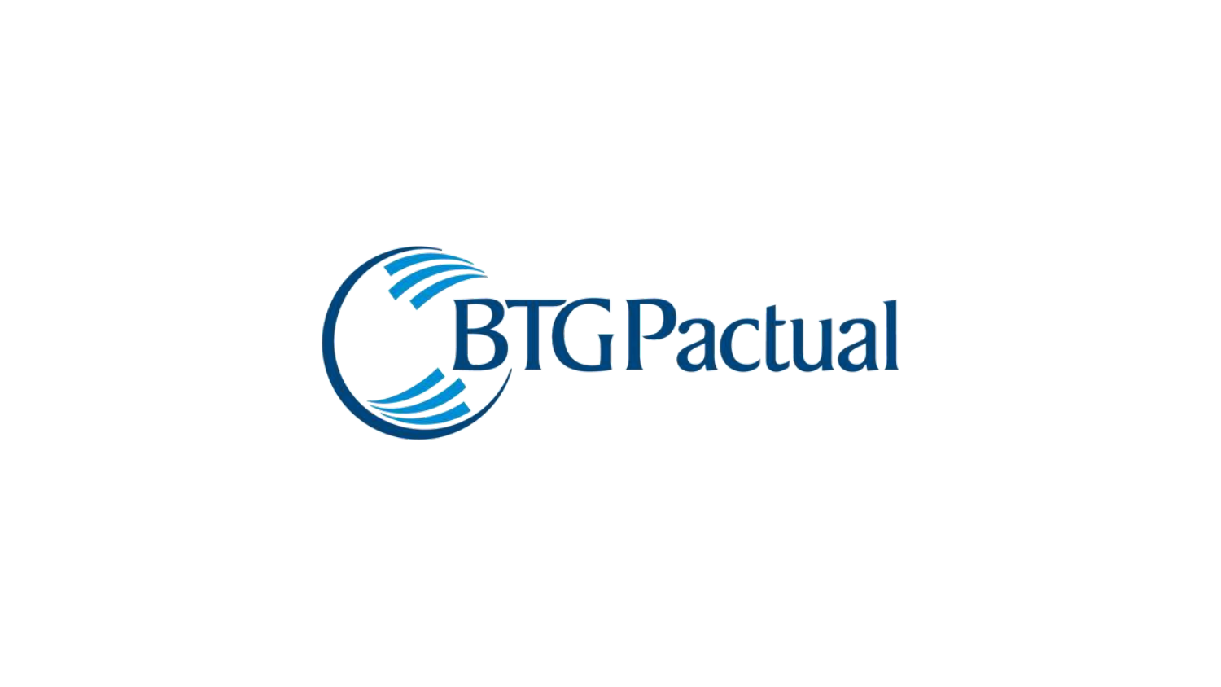BTG Pactual